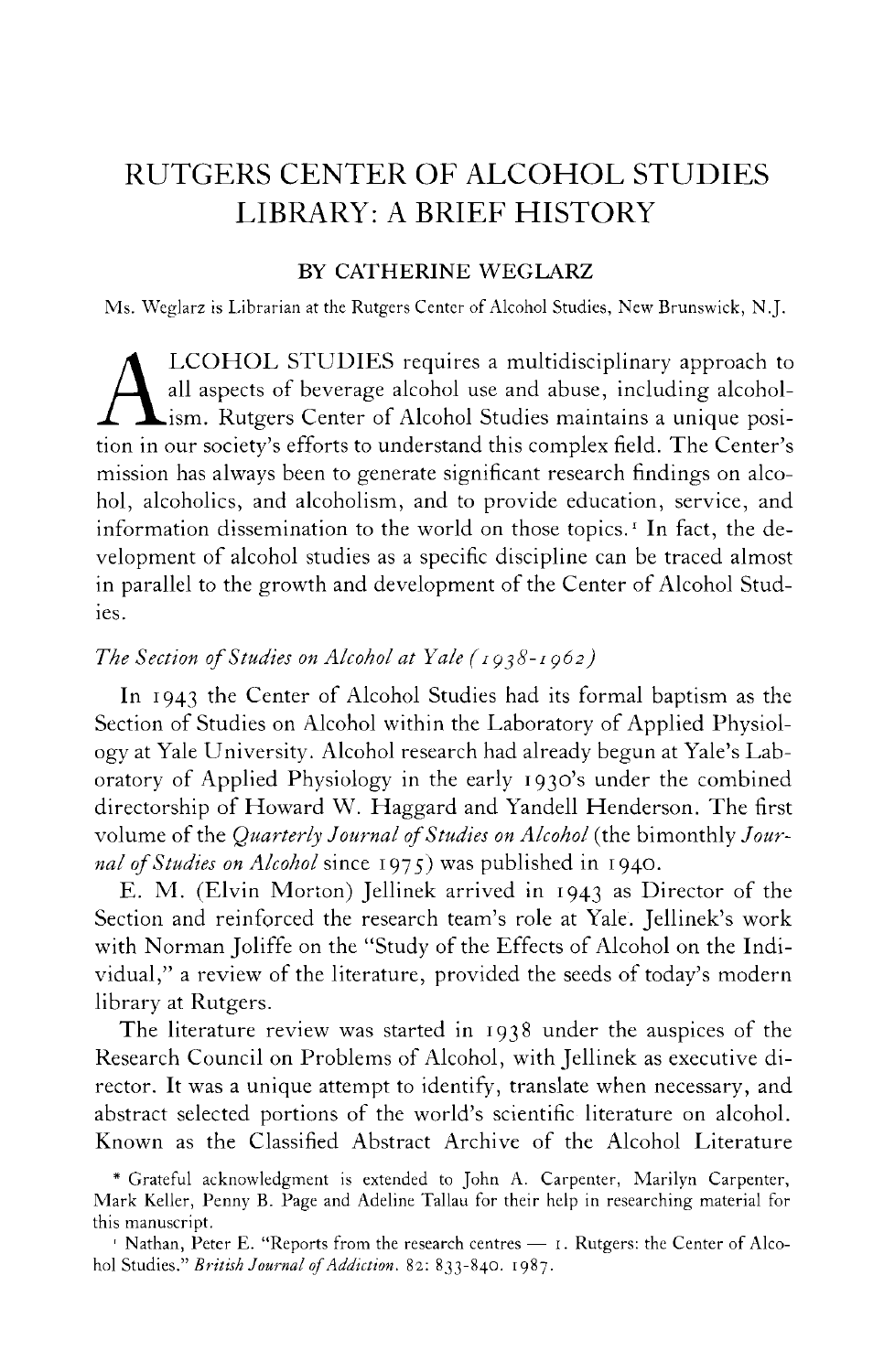# RUTGERS CENTER OF ALCOHOL STUDIES LIBRARY: A BRIEF HISTORY

BY CATHERINE WEGLARZ

Ms. Weglarz is Librarian at the Rutgers Center of Alcohol Studies, New Brunswick, N.J.

ALCOHOL STUDIES requires a multidisciplinary approach to all aspects of beverage alcohol use and abuse, including alcoholism. Rutgers Center of Alcohol Studies maintains a unique position in our society's efforts to understand this complex field. The Center's mission has always been to generate significant research findings on alcohol, alcoholics, and alcoholism, and to provide education, service, and information dissemination to the world on those topics.[1] In fact, the development of alcohol studies as a specific discipline can be traced almost in parallel to the growth and development of the Center of Alcohol Studies.

*The Section of Studies on Alcohol at Yale (1938-1962)*

In 1943 the Center of Alcohol Studies had its formal baptism as the Section of Studies on Alcohol within the Laboratory of Applied Physiology at Yale University. Alcohol research had already begun at Yale's Laboratory of Applied Physiology in the early 1930's under the combined directorship of Howard W. Haggard and Yandell Henderson. The first volume of the *Quarterly Journal of Studies on Alcohol* (the bimonthly *Journal of Studies on Alcohol* since 1975) was published in 1940.

E. M. (Elvin Morton) Jellinek arrived in 1943 as Director of the Section and reinforced the research team's role at Yale. Jellinek's work with Norman Joliffe on the "Study of the Effects of Alcohol on the Individual," a review of the literature, provided the seeds of today's modern library at Rutgers.

The literature review was started in 1938 under the auspices of the Research Council on Problems of Alcohol, with Jellinek as executive director. It was a unique attempt to identify, translate when necessary, and abstract selected portions of the world's scientific literature on alcohol. Known as the Classified Abstract Archive of the Alcohol Literature

\* Grateful acknowledgment is extended to John A. Carpenter, Marilyn Carpenter, Mark Keller, Penny B. Page and Adeline Tallau for their help in researching material for this manuscript.

[1] Nathan, Peter E. "Reports from the research centres — 1. Rutgers: the Center of Alcohol Studies." *British Journal of Addiction*. 82: 833-840. 1987.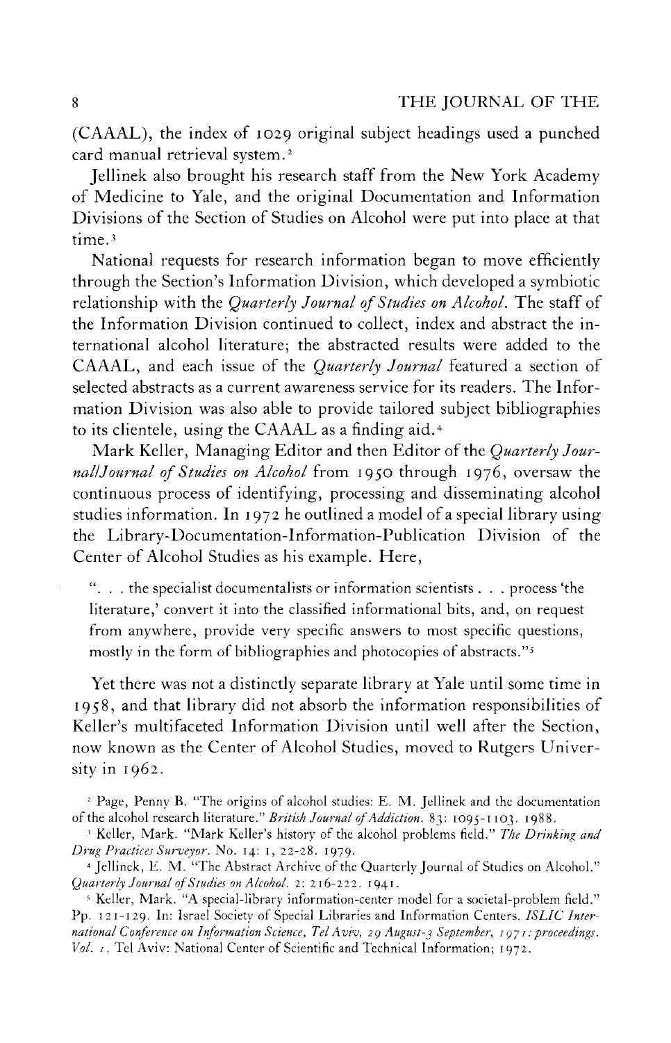(CAAAL), the index of 1029 original subject headings used a punched card manual retrieval system.[2]

Jellinek also brought his research staff from the New York Academy of Medicine to Yale, and the original Documentation and Information Divisions of the Section of Studies on Alcohol were put into place at that time.[3]

National requests for research information began to move efficiently through the Section's Information Division, which developed a symbiotic relationship with the *Quarterly Journal of Studies on Alcohol*. The staff of the Information Division continued to collect, index and abstract the international alcohol literature; the abstracted results were added to the CAAAL, and each issue of the *Quarterly Journal* featured a section of selected abstracts as a current awareness service for its readers. The Information Division was also able to provide tailored subject bibliographies to its clientele, using the CAAAL as a finding aid.[4]

Mark Keller, Managing Editor and then Editor of the *Quarterly Journal/Journal of Studies on Alcohol* from 1950 through 1976, oversaw the continuous process of identifying, processing and disseminating alcohol studies information. In 1972 he outlined a model of a special library using the Library-Documentation-Information-Publication Division of the Center of Alcohol Studies as his example. Here,

> ". . . the specialist documentalists or information scientists . . . process 'the literature,' convert it into the classified informational bits, and, on request from anywhere, provide very specific answers to most specific questions, mostly in the form of bibliographies and photocopies of abstracts."[5]

Yet there was not a distinctly separate library at Yale until some time in 1958, and that library did not absorb the information responsibilities of Keller's multifaceted Information Division until well after the Section, now known as the Center of Alcohol Studies, moved to Rutgers University in 1962.

[2] Page, Penny B. "The origins of alcohol studies: E. M. Jellinek and the documentation of the alcohol research literature." *British Journal of Addiction*. 83: 1095-1103. 1988.

[3] Keller, Mark. "Mark Keller's history of the alcohol problems field." *The Drinking and Drug Practices Surveyor*. No. 14: 1, 22-28. 1979.

[4] Jellinek, E. M. "The Abstract Archive of the Quarterly Journal of Studies on Alcohol." *Quarterly Journal of Studies on Alcohol*. 2: 216-222. 1941.

[5] Keller, Mark. "A special-library information-center model for a societal-problem field." Pp. 121-129. In: Israel Society of Special Libraries and Information Centers. *ISLIC International Conference on Information Science, Tel Aviv, 29 August-3 September, 1971: proceedings. Vol. 1*. Tel Aviv: National Center of Scientific and Technical Information; 1972.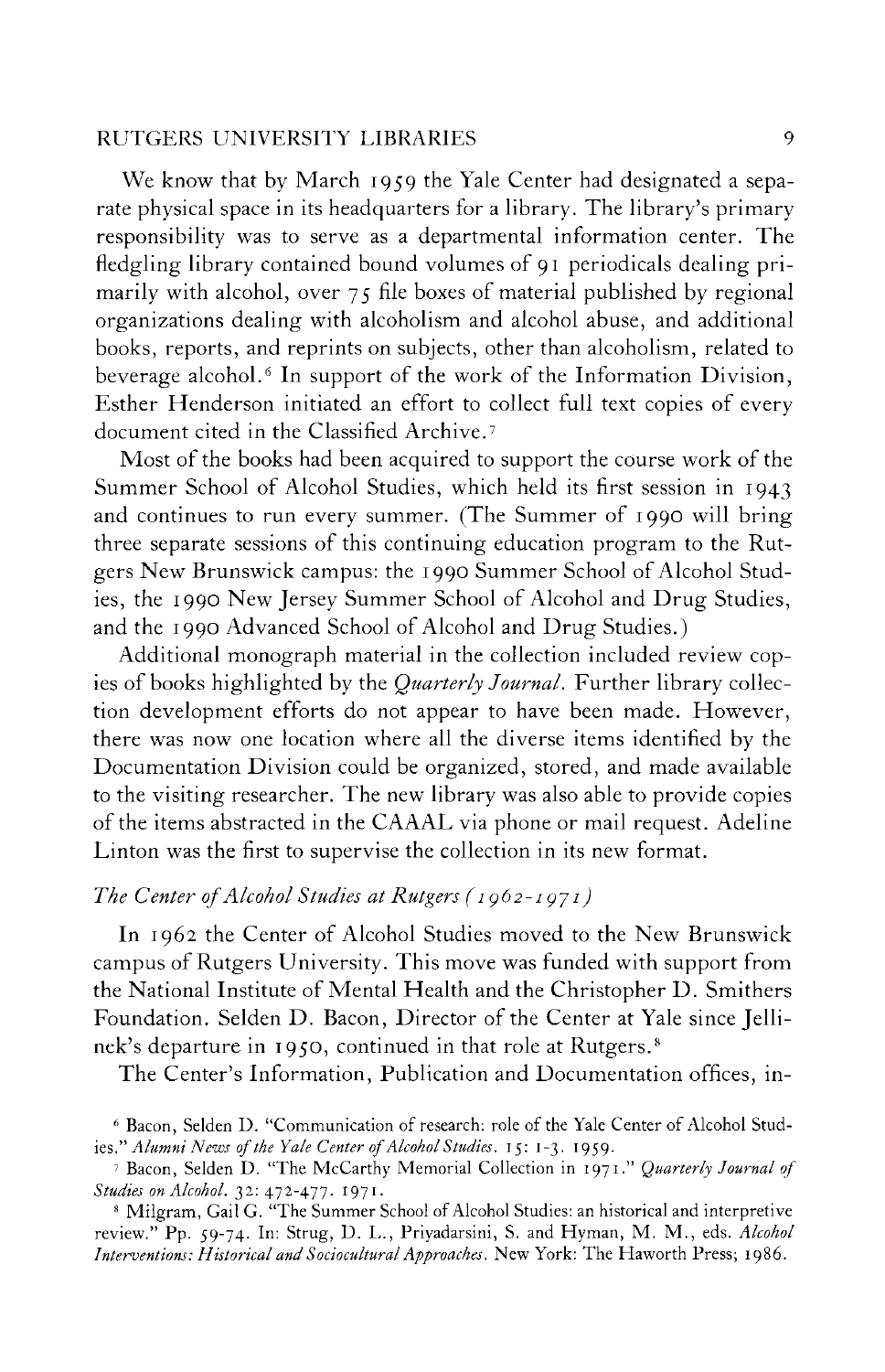We know that by March 1959 the Yale Center had designated a separate physical space in its headquarters for a library. The library's primary responsibility was to serve as a departmental information center. The fledgling library contained bound volumes of 91 periodicals dealing primarily with alcohol, over 75 file boxes of material published by regional organizations dealing with alcoholism and alcohol abuse, and additional books, reports, and reprints on subjects, other than alcoholism, related to beverage alcohol.[6] In support of the work of the Information Division, Esther Henderson initiated an effort to collect full text copies of every document cited in the Classified Archive.[7]

Most of the books had been acquired to support the course work of the Summer School of Alcohol Studies, which held its first session in 1943 and continues to run every summer. (The Summer of 1990 will bring three separate sessions of this continuing education program to the Rutgers New Brunswick campus: the 1990 Summer School of Alcohol Studies, the 1990 New Jersey Summer School of Alcohol and Drug Studies, and the 1990 Advanced School of Alcohol and Drug Studies.)

Additional monograph material in the collection included review copies of books highlighted by the *Quarterly Journal*. Further library collection development efforts do not appear to have been made. However, there was now one location where all the diverse items identified by the Documentation Division could be organized, stored, and made available to the visiting researcher. The new library was also able to provide copies of the items abstracted in the CAAAL via phone or mail request. Adeline Linton was the first to supervise the collection in its new format.

### *The Center of Alcohol Studies at Rutgers (1962-1971)*

In 1962 the Center of Alcohol Studies moved to the New Brunswick campus of Rutgers University. This move was funded with support from the National Institute of Mental Health and the Christopher D. Smithers Foundation. Selden D. Bacon, Director of the Center at Yale since Jellinek's departure in 1950, continued in that role at Rutgers.[8]

The Center's Information, Publication and Documentation offices, in-

---

[6] Bacon, Selden D. "Communication of research: role of the Yale Center of Alcohol Studies." *Alumni News of the Yale Center of Alcohol Studies*. 15: 1-3. 1959.

[7] Bacon, Selden D. "The McCarthy Memorial Collection in 1971." *Quarterly Journal of Studies on Alcohol*. 32: 472-477. 1971.

[8] Milgram, Gail G. "The Summer School of Alcohol Studies: an historical and interpretive review." Pp. 59-74. In: Strug, D. L., Priyadarsini, S. and Hyman, M. M., eds. *Alcohol Interventions: Historical and Sociocultural Approaches*. New York: The Haworth Press; 1986.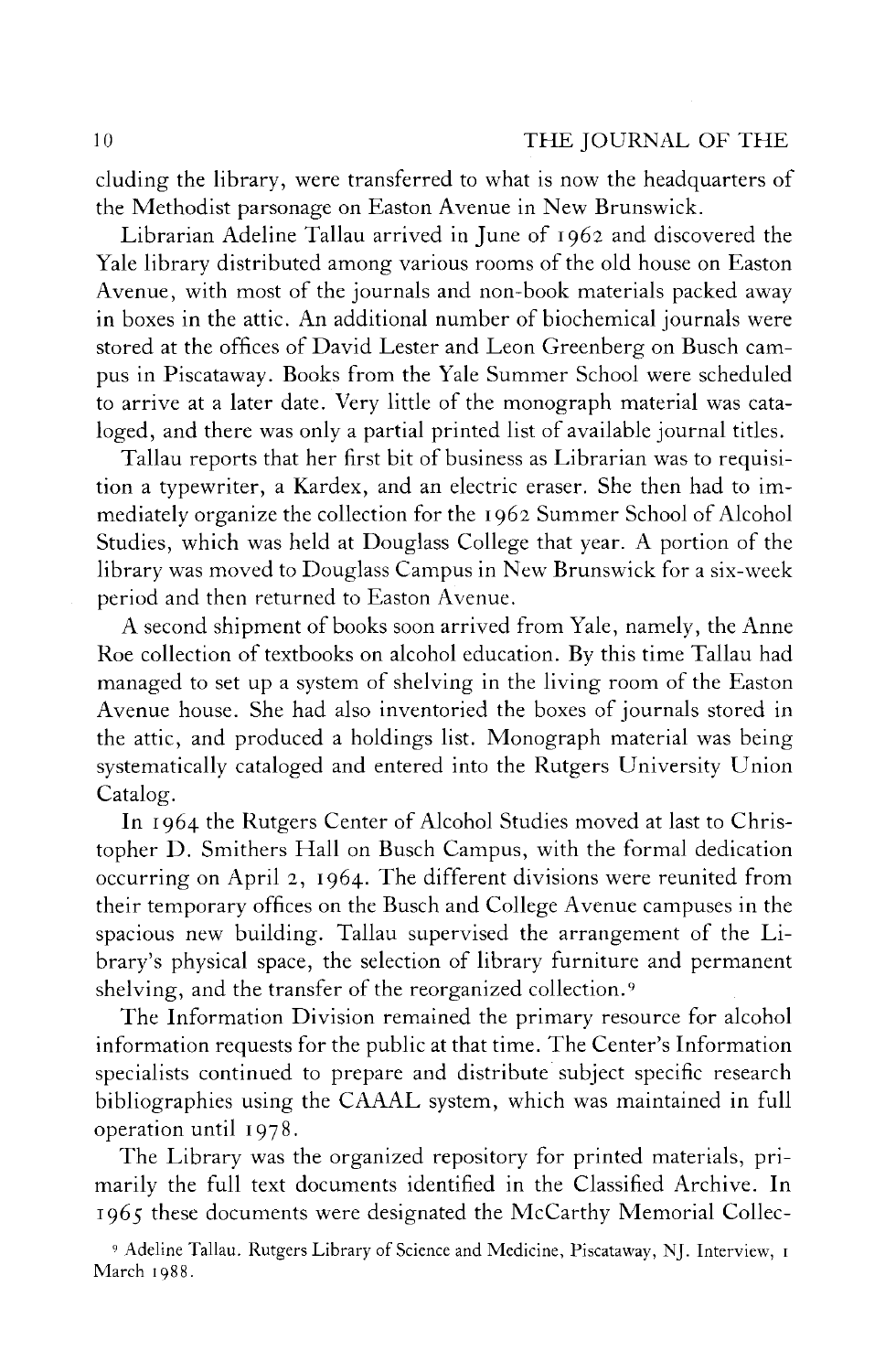cluding the library, were transferred to what is now the headquarters of the Methodist parsonage on Easton Avenue in New Brunswick.

Librarian Adeline Tallau arrived in June of 1962 and discovered the Yale library distributed among various rooms of the old house on Easton Avenue, with most of the journals and non-book materials packed away in boxes in the attic. An additional number of biochemical journals were stored at the offices of David Lester and Leon Greenberg on Busch campus in Piscataway. Books from the Yale Summer School were scheduled to arrive at a later date. Very little of the monograph material was cataloged, and there was only a partial printed list of available journal titles.

Tallau reports that her first bit of business as Librarian was to requisition a typewriter, a Kardex, and an electric eraser. She then had to immediately organize the collection for the 1962 Summer School of Alcohol Studies, which was held at Douglass College that year. A portion of the library was moved to Douglass Campus in New Brunswick for a six-week period and then returned to Easton Avenue.

A second shipment of books soon arrived from Yale, namely, the Anne Roe collection of textbooks on alcohol education. By this time Tallau had managed to set up a system of shelving in the living room of the Easton Avenue house. She had also inventoried the boxes of journals stored in the attic, and produced a holdings list. Monograph material was being systematically cataloged and entered into the Rutgers University Union Catalog.

In 1964 the Rutgers Center of Alcohol Studies moved at last to Christopher D. Smithers Hall on Busch Campus, with the formal dedication occurring on April 2, 1964. The different divisions were reunited from their temporary offices on the Busch and College Avenue campuses in the spacious new building. Tallau supervised the arrangement of the Library's physical space, the selection of library furniture and permanent shelving, and the transfer of the reorganized collection.[9]

The Information Division remained the primary resource for alcohol information requests for the public at that time. The Center's Information specialists continued to prepare and distribute subject specific research bibliographies using the CAAAL system, which was maintained in full operation until 1978.

The Library was the organized repository for printed materials, primarily the full text documents identified in the Classified Archive. In 1965 these documents were designated the McCarthy Memorial Collec-

[9] Adeline Tallau. Rutgers Library of Science and Medicine, Piscataway, NJ. Interview, 1 March 1988.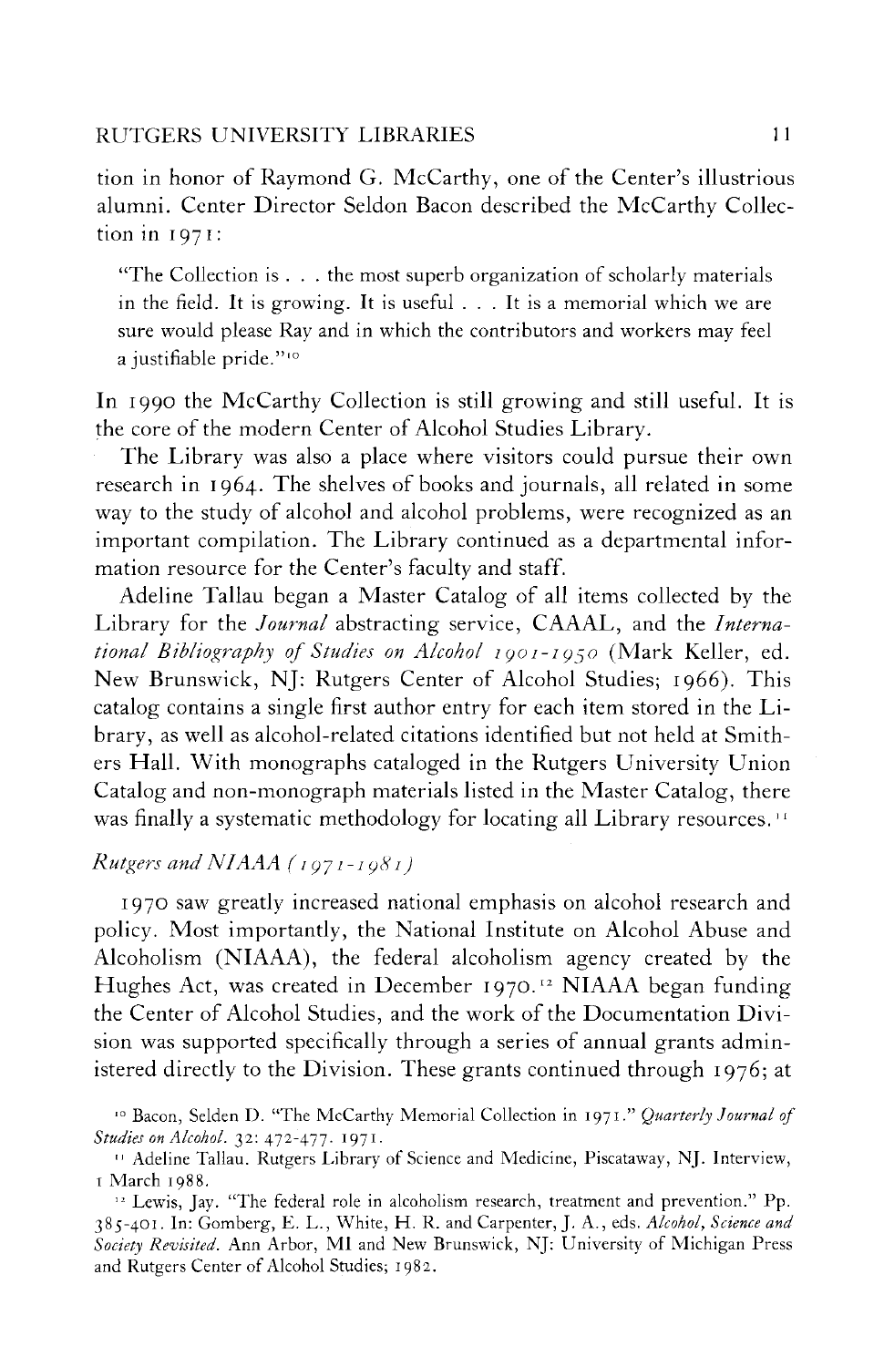tion in honor of Raymond G. McCarthy, one of the Center's illustrious alumni. Center Director Seldon Bacon described the McCarthy Collection in 1971:

> "The Collection is . . . the most superb organization of scholarly materials in the field. It is growing. It is useful . . . It is a memorial which we are sure would please Ray and in which the contributors and workers may feel a justifiable pride."[10]

In 1990 the McCarthy Collection is still growing and still useful. It is the core of the modern Center of Alcohol Studies Library.

The Library was also a place where visitors could pursue their own research in 1964. The shelves of books and journals, all related in some way to the study of alcohol and alcohol problems, were recognized as an important compilation. The Library continued as a departmental information resource for the Center's faculty and staff.

Adeline Tallau began a Master Catalog of all items collected by the Library for the *Journal* abstracting service, CAAAL, and the *International Bibliography of Studies on Alcohol 1901-1950* (Mark Keller, ed. New Brunswick, NJ: Rutgers Center of Alcohol Studies; 1966). This catalog contains a single first author entry for each item stored in the Library, as well as alcohol-related citations identified but not held at Smithers Hall. With monographs cataloged in the Rutgers University Union Catalog and non-monograph materials listed in the Master Catalog, there was finally a systematic methodology for locating all Library resources.[11]

### *Rutgers and NIAAA (1971-1981)*

1970 saw greatly increased national emphasis on alcohol research and policy. Most importantly, the National Institute on Alcohol Abuse and Alcoholism (NIAAA), the federal alcoholism agency created by the Hughes Act, was created in December 1970.[12] NIAAA began funding the Center of Alcohol Studies, and the work of the Documentation Division was supported specifically through a series of annual grants administered directly to the Division. These grants continued through 1976; at

[10] Bacon, Selden D. "The McCarthy Memorial Collection in 1971." *Quarterly Journal of Studies on Alcohol.* 32: 472-477. 1971.

[11] Adeline Tallau. Rutgers Library of Science and Medicine, Piscataway, NJ. Interview, 1 March 1988.

[12] Lewis, Jay. "The federal role in alcoholism research, treatment and prevention." Pp. 385-401. In: Gomberg, E. L., White, H. R. and Carpenter, J. A., eds. *Alcohol, Science and Society Revisited.* Ann Arbor, MI and New Brunswick, NJ: University of Michigan Press and Rutgers Center of Alcohol Studies; 1982.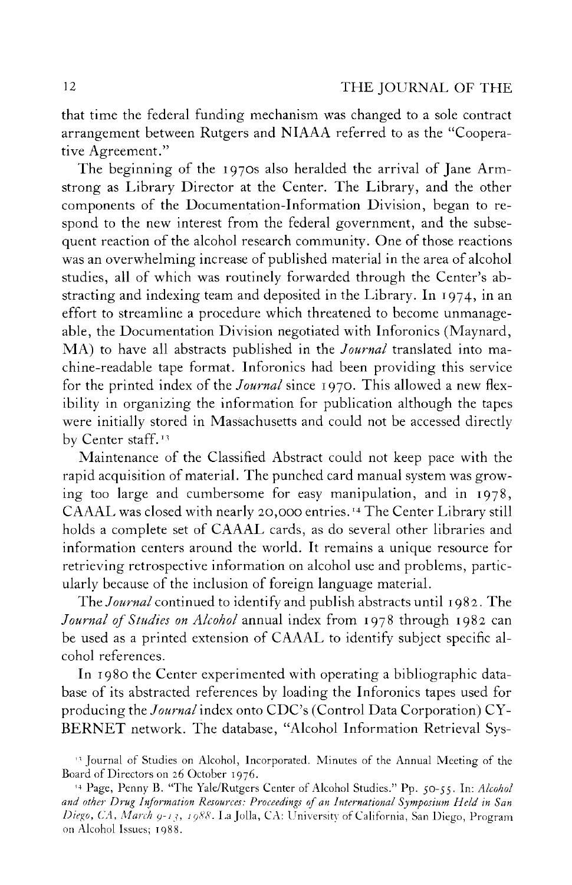that time the federal funding mechanism was changed to a sole contract arrangement between Rutgers and NIAAA referred to as the "Cooperative Agreement."

The beginning of the 1970s also heralded the arrival of Jane Armstrong as Library Director at the Center. The Library, and the other components of the Documentation-Information Division, began to respond to the new interest from the federal government, and the subsequent reaction of the alcohol research community. One of those reactions was an overwhelming increase of published material in the area of alcohol studies, all of which was routinely forwarded through the Center's abstracting and indexing team and deposited in the Library. In 1974, in an effort to streamline a procedure which threatened to become unmanageable, the Documentation Division negotiated with Inforonics (Maynard, MA) to have all abstracts published in the *Journal* translated into machine-readable tape format. Inforonics had been providing this service for the printed index of the *Journal* since 1970. This allowed a new flexibility in organizing the information for publication although the tapes were initially stored in Massachusetts and could not be accessed directly by Center staff.[13]

Maintenance of the Classified Abstract could not keep pace with the rapid acquisition of material. The punched card manual system was growing too large and cumbersome for easy manipulation, and in 1978, CAAAL was closed with nearly 20,000 entries.[14] The Center Library still holds a complete set of CAAAL cards, as do several other libraries and information centers around the world. It remains a unique resource for retrieving retrospective information on alcohol use and problems, particularly because of the inclusion of foreign language material.

The *Journal* continued to identify and publish abstracts until 1982. The *Journal of Studies on Alcohol* annual index from 1978 through 1982 can be used as a printed extension of CAAAL to identify subject specific alcohol references.

In 1980 the Center experimented with operating a bibliographic database of its abstracted references by loading the Inforonics tapes used for producing the *Journal* index onto CDC's (Control Data Corporation) CYBERNET network. The database, "Alcohol Information Retrieval Sys-

[13] Journal of Studies on Alcohol, Incorporated. Minutes of the Annual Meeting of the Board of Directors on 26 October 1976.

[14] Page, Penny B. "The Yale/Rutgers Center of Alcohol Studies." Pp. 50-55. In: *Alcohol and other Drug Information Resources: Proceedings of an International Symposium Held in San Diego, CA, March 9-13, 1988*. La Jolla, CA: University of California, San Diego, Program on Alcohol Issues; 1988.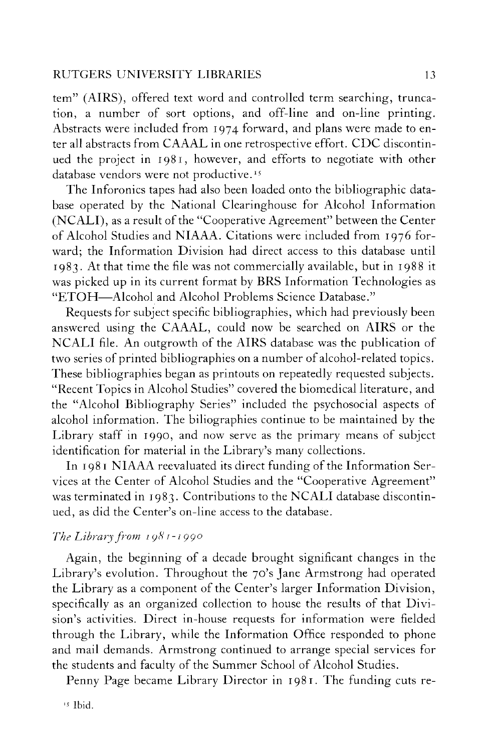tem" (AIRS), offered text word and controlled term searching, truncation, a number of sort options, and off-line and on-line printing. Abstracts were included from 1974 forward, and plans were made to enter all abstracts from CAAAL in one retrospective effort. CDC discontinued the project in 1981, however, and efforts to negotiate with other database vendors were not productive.[15]

The Inforonics tapes had also been loaded onto the bibliographic database operated by the National Clearinghouse for Alcohol Information (NCALI), as a result of the "Cooperative Agreement" between the Center of Alcohol Studies and NIAAA. Citations were included from 1976 forward; the Information Division had direct access to this database until 1983. At that time the file was not commercially available, but in 1988 it was picked up in its current format by BRS Information Technologies as "ETOH—Alcohol and Alcohol Problems Science Database."

Requests for subject specific bibliographies, which had previously been answered using the CAAAL, could now be searched on AIRS or the NCALI file. An outgrowth of the AIRS database was the publication of two series of printed bibliographies on a number of alcohol-related topics. These bibliographies began as printouts on repeatedly requested subjects. "Recent Topics in Alcohol Studies" covered the biomedical literature, and the "Alcohol Bibliography Series" included the psychosocial aspects of alcohol information. The biliographies continue to be maintained by the Library staff in 1990, and now serve as the primary means of subject identification for material in the Library's many collections.

In 1981 NIAAA reevaluated its direct funding of the Information Services at the Center of Alcohol Studies and the "Cooperative Agreement" was terminated in 1983. Contributions to the NCALI database discontinued, as did the Center's on-line access to the database.

### *The Library from 1981-1990*

Again, the beginning of a decade brought significant changes in the Library's evolution. Throughout the 70's Jane Armstrong had operated the Library as a component of the Center's larger Information Division, specifically as an organized collection to house the results of that Division's activities. Direct in-house requests for information were fielded through the Library, while the Information Office responded to phone and mail demands. Armstrong continued to arrange special services for the students and faculty of the Summer School of Alcohol Studies.

Penny Page became Library Director in 1981. The funding cuts re-

[15] Ibid.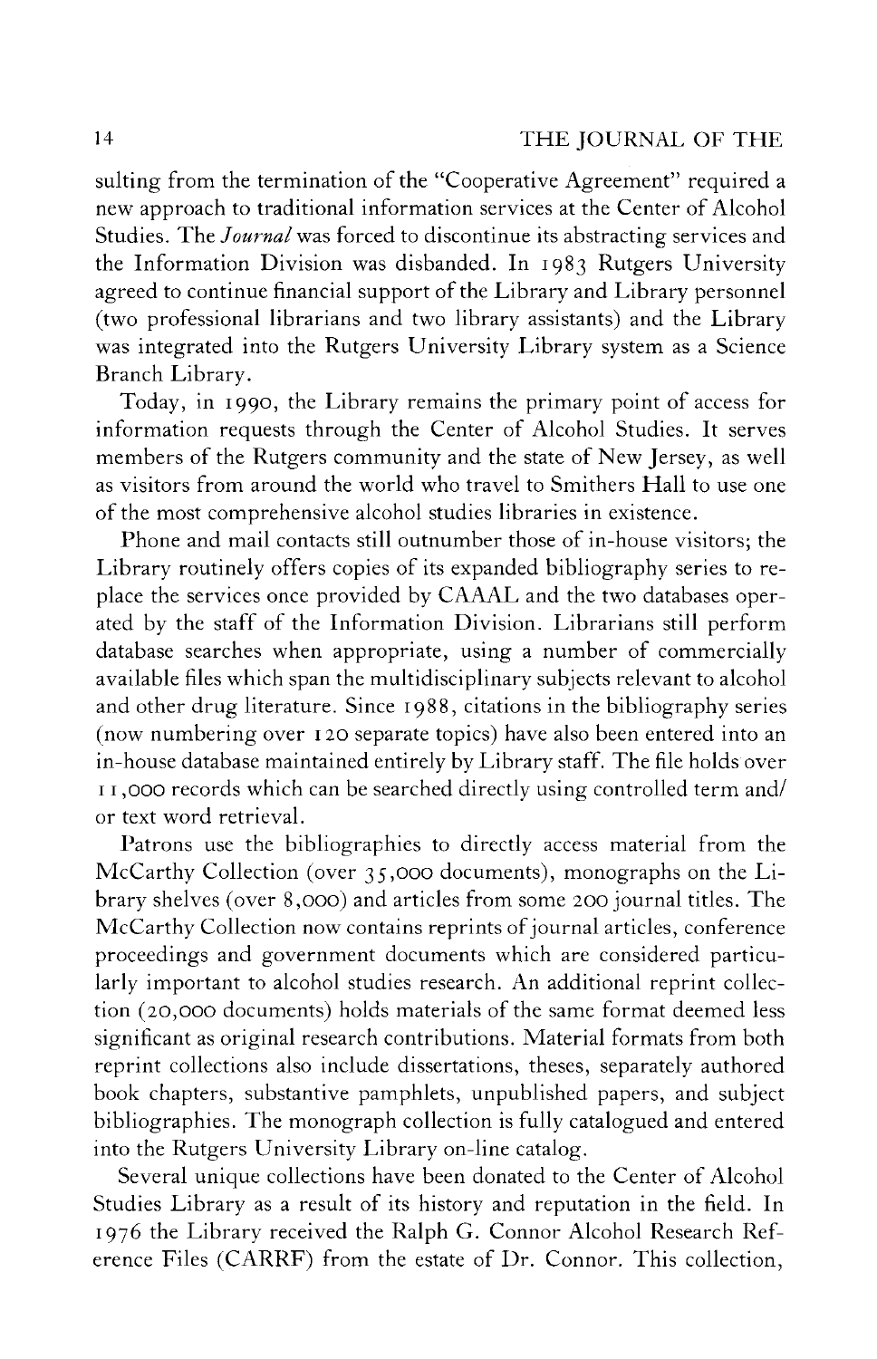sulting from the termination of the "Cooperative Agreement" required a new approach to traditional information services at the Center of Alcohol Studies. The *Journal* was forced to discontinue its abstracting services and the Information Division was disbanded. In 1983 Rutgers University agreed to continue financial support of the Library and Library personnel (two professional librarians and two library assistants) and the Library was integrated into the Rutgers University Library system as a Science Branch Library.

Today, in 1990, the Library remains the primary point of access for information requests through the Center of Alcohol Studies. It serves members of the Rutgers community and the state of New Jersey, as well as visitors from around the world who travel to Smithers Hall to use one of the most comprehensive alcohol studies libraries in existence.

Phone and mail contacts still outnumber those of in-house visitors; the Library routinely offers copies of its expanded bibliography series to replace the services once provided by CAAAL and the two databases operated by the staff of the Information Division. Librarians still perform database searches when appropriate, using a number of commercially available files which span the multidisciplinary subjects relevant to alcohol and other drug literature. Since 1988, citations in the bibliography series (now numbering over 120 separate topics) have also been entered into an in-house database maintained entirely by Library staff. The file holds over 11,000 records which can be searched directly using controlled term and/or text word retrieval.

Patrons use the bibliographies to directly access material from the McCarthy Collection (over 35,000 documents), monographs on the Library shelves (over 8,000) and articles from some 200 journal titles. The McCarthy Collection now contains reprints of journal articles, conference proceedings and government documents which are considered particularly important to alcohol studies research. An additional reprint collection (20,000 documents) holds materials of the same format deemed less significant as original research contributions. Material formats from both reprint collections also include dissertations, theses, separately authored book chapters, substantive pamphlets, unpublished papers, and subject bibliographies. The monograph collection is fully catalogued and entered into the Rutgers University Library on-line catalog.

Several unique collections have been donated to the Center of Alcohol Studies Library as a result of its history and reputation in the field. In 1976 the Library received the Ralph G. Connor Alcohol Research Reference Files (CARRF) from the estate of Dr. Connor. This collection,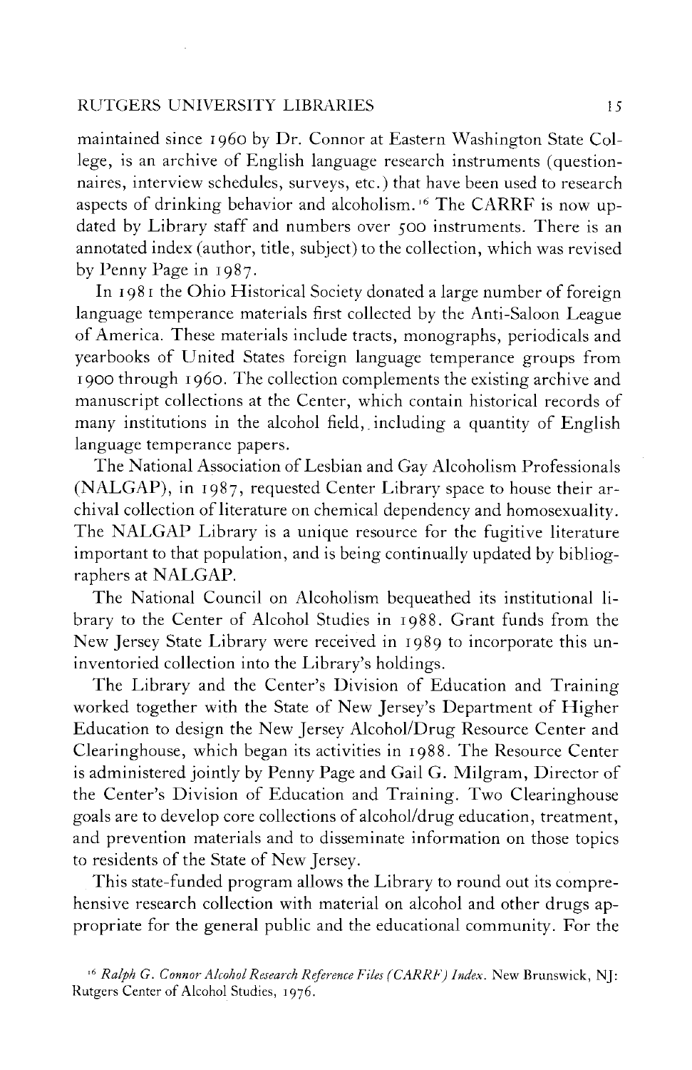maintained since 1960 by Dr. Connor at Eastern Washington State College, is an archive of English language research instruments (questionnaires, interview schedules, surveys, etc.) that have been used to research aspects of drinking behavior and alcoholism.[16] The CARRF is now updated by Library staff and numbers over 500 instruments. There is an annotated index (author, title, subject) to the collection, which was revised by Penny Page in 1987.

In 1981 the Ohio Historical Society donated a large number of foreign language temperance materials first collected by the Anti-Saloon League of America. These materials include tracts, monographs, periodicals and yearbooks of United States foreign language temperance groups from 1900 through 1960. The collection complements the existing archive and manuscript collections at the Center, which contain historical records of many institutions in the alcohol field, including a quantity of English language temperance papers.

The National Association of Lesbian and Gay Alcoholism Professionals (NALGAP), in 1987, requested Center Library space to house their archival collection of literature on chemical dependency and homosexuality. The NALGAP Library is a unique resource for the fugitive literature important to that population, and is being continually updated by bibliographers at NALGAP.

The National Council on Alcoholism bequeathed its institutional library to the Center of Alcohol Studies in 1988. Grant funds from the New Jersey State Library were received in 1989 to incorporate this uninventoried collection into the Library's holdings.

The Library and the Center's Division of Education and Training worked together with the State of New Jersey's Department of Higher Education to design the New Jersey Alcohol/Drug Resource Center and Clearinghouse, which began its activities in 1988. The Resource Center is administered jointly by Penny Page and Gail G. Milgram, Director of the Center's Division of Education and Training. Two Clearinghouse goals are to develop core collections of alcohol/drug education, treatment, and prevention materials and to disseminate information on those topics to residents of the State of New Jersey.

This state-funded program allows the Library to round out its comprehensive research collection with material on alcohol and other drugs appropriate for the general public and the educational community. For the

[16] *Ralph G. Connor Alcohol Research Reference Files (CARRF) Index*. New Brunswick, NJ: Rutgers Center of Alcohol Studies, 1976.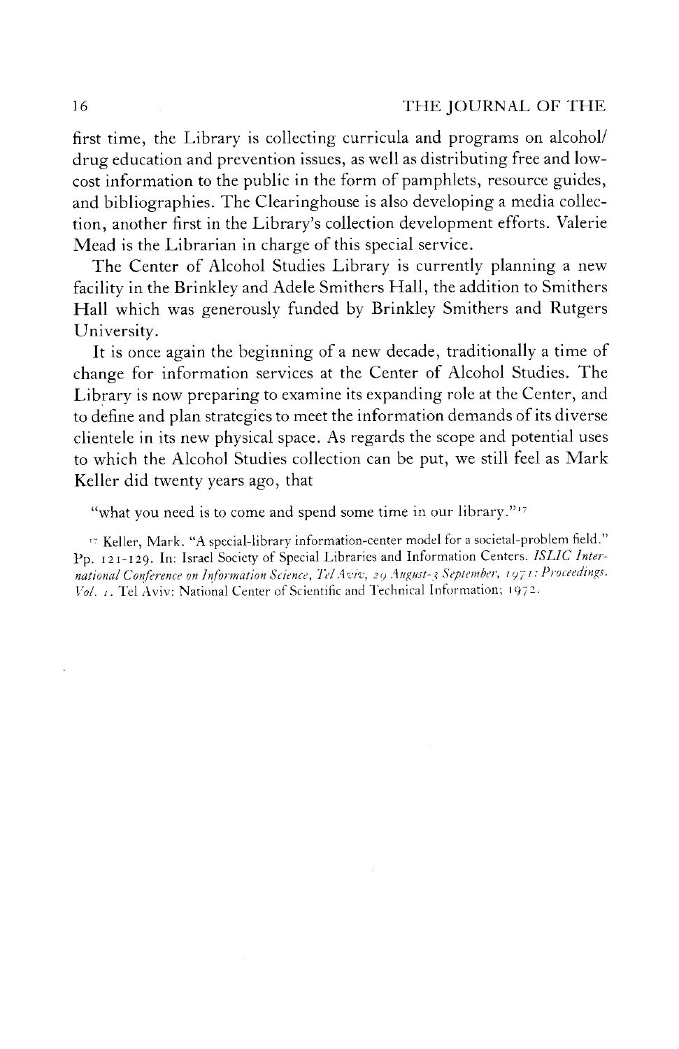first time, the Library is collecting curricula and programs on alcohol/drug education and prevention issues, as well as distributing free and low-cost information to the public in the form of pamphlets, resource guides, and bibliographies. The Clearinghouse is also developing a media collection, another first in the Library's collection development efforts. Valerie Mead is the Librarian in charge of this special service.

The Center of Alcohol Studies Library is currently planning a new facility in the Brinkley and Adele Smithers Hall, the addition to Smithers Hall which was generously funded by Brinkley Smithers and Rutgers University.

It is once again the beginning of a new decade, traditionally a time of change for information services at the Center of Alcohol Studies. The Library is now preparing to examine its expanding role at the Center, and to define and plan strategies to meet the information demands of its diverse clientele in its new physical space. As regards the scope and potential uses to which the Alcohol Studies collection can be put, we still feel as Mark Keller did twenty years ago, that

"what you need is to come and spend some time in our library."[17]

[17] Keller, Mark. "A special-library information-center model for a societal-problem field." Pp. 121-129. In: Israel Society of Special Libraries and Information Centers. *ISLIC International Conference on Information Science, Tel Aviv, 29 August-3 September, 1971: Proceedings. Vol. 1.* Tel Aviv: National Center of Scientific and Technical Information; 1972.